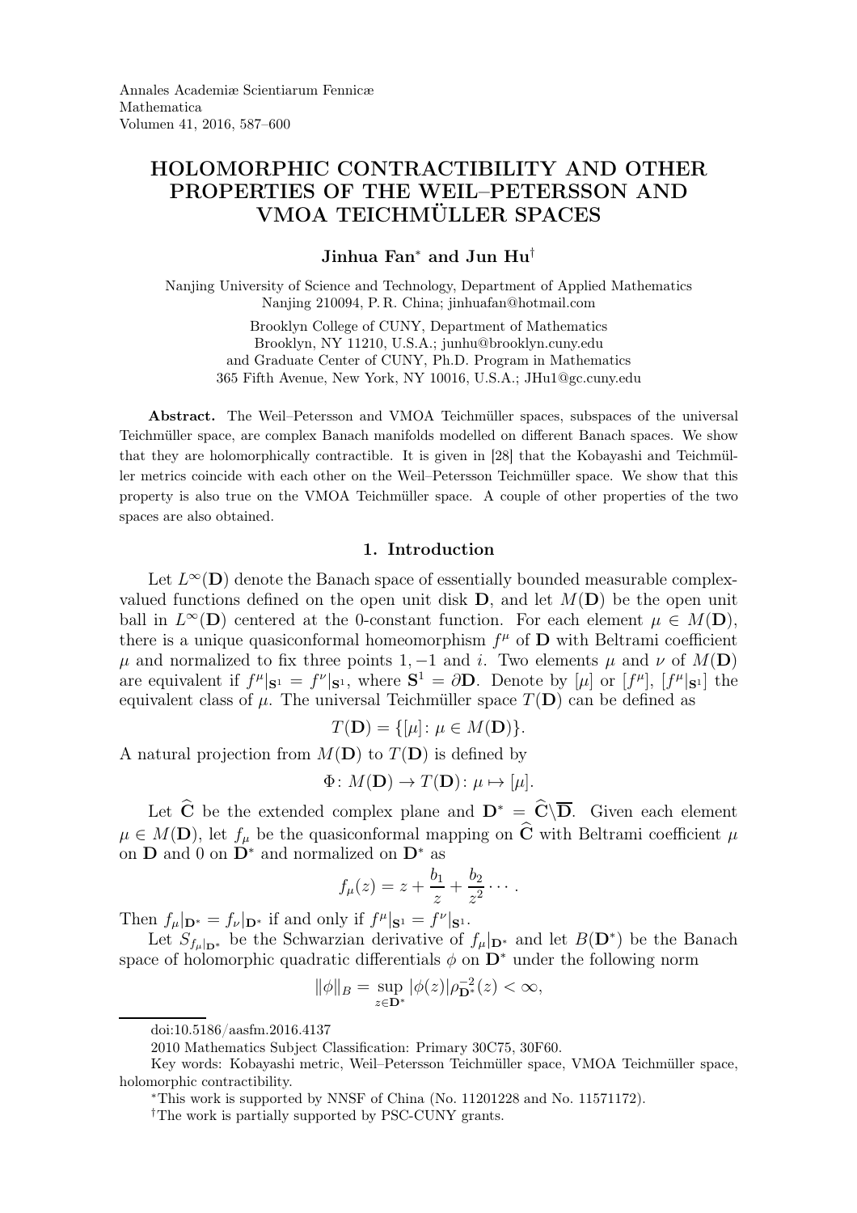Annales Academiæ Scientiarum Fennicæ
Mathematica
Volumen 41, 2016, 587–600

# HOLOMORPHIC CONTRACTIBILITY AND OTHER PROPERTIES OF THE WEIL–PETERSSON AND VMOA TEICHMÜLLER SPACES

**Jinhua Fan[*] and Jun Hu[†]**

Nanjing University of Science and Technology, Department of Applied Mathematics
Nanjing 210094, P. R. China; jinhuafan@hotmail.com

Brooklyn College of CUNY, Department of Mathematics
Brooklyn, NY 11210, U.S.A.; junhu@brooklyn.cuny.edu
and Graduate Center of CUNY, Ph.D. Program in Mathematics
365 Fifth Avenue, New York, NY 10016, U.S.A.; JHu1@gc.cuny.edu

**Abstract.** The Weil–Petersson and VMOA Teichmüller spaces, subspaces of the universal Teichmüller space, are complex Banach manifolds modelled on different Banach spaces. We show that they are holomorphically contractible. It is given in [28] that the Kobayashi and Teichmüller metrics coincide with each other on the Weil–Petersson Teichmüller space. We show that this property is also true on the VMOA Teichmüller space. A couple of other properties of the two spaces are also obtained.

## 1. Introduction

Let $L^\infty(\mathbf{D})$ denote the Banach space of essentially bounded measurable complex-valued functions defined on the open unit disk $\mathbf{D}$, and let $M(\mathbf{D})$ be the open unit ball in $L^\infty(\mathbf{D})$ centered at the 0-constant function. For each element $\mu \in M(\mathbf{D})$, there is a unique quasiconformal homeomorphism $f^\mu$ of $\mathbf{D}$ with Beltrami coefficient $\mu$ and normalized to fix three points $1, -1$ and $i$. Two elements $\mu$ and $\nu$ of $M(\mathbf{D})$ are equivalent if $f^\mu|_{\mathbf{S}^1} = f^\nu|_{\mathbf{S}^1}$, where $\mathbf{S}^1 = \partial\mathbf{D}$. Denote by $[\mu]$ or $[f^\mu]$, $[f^\mu|_{\mathbf{S}^1}]$ the equivalent class of $\mu$. The universal Teichmüller space $T(\mathbf{D})$ can be defined as

$$T(\mathbf{D}) = \{[\mu] \colon \mu \in M(\mathbf{D})\}.$$

A natural projection from $M(\mathbf{D})$ to $T(\mathbf{D})$ is defined by

$$\Phi \colon M(\mathbf{D}) \to T(\mathbf{D}) \colon \mu \mapsto [\mu].$$

Let $\widehat{\mathbf{C}}$ be the extended complex plane and $\mathbf{D}^* = \widehat{\mathbf{C}} \setminus \overline{\mathbf{D}}$. Given each element $\mu \in M(\mathbf{D})$, let $f_\mu$ be the quasiconformal mapping on $\widehat{\mathbf{C}}$ with Beltrami coefficient $\mu$ on $\mathbf{D}$ and 0 on $\mathbf{D}^*$ and normalized on $\mathbf{D}^*$ as

$$f_\mu(z) = z + \frac{b_1}{z} + \frac{b_2}{z^2} \cdots.$$

Then $f_\mu|_{\mathbf{D}^*} = f_\nu|_{\mathbf{D}^*}$ if and only if $f^\mu|_{\mathbf{S}^1} = f^\nu|_{\mathbf{S}^1}$.

Let $S_{f_\mu|_{\mathbf{D}^*}}$ be the Schwarzian derivative of $f_\mu|_{\mathbf{D}^*}$ and let $B(\mathbf{D}^*)$ be the Banach space of holomorphic quadratic differentials $\phi$ on $\mathbf{D}^*$ under the following norm

$$\|\phi\|_B = \sup_{z \in \mathbf{D}^*} |\phi(z)| \rho_{\mathbf{D}^*}^{-2}(z) < \infty,$$

---

doi:10.5186/aasfm.2016.4137

2010 Mathematics Subject Classification: Primary 30C75, 30F60.

Key words: Kobayashi metric, Weil–Petersson Teichmüller space, VMOA Teichmüller space, holomorphic contractibility.

[*]This work is supported by NNSF of China (No. 11201228 and No. 11571172).

[†]The work is partially supported by PSC-CUNY grants.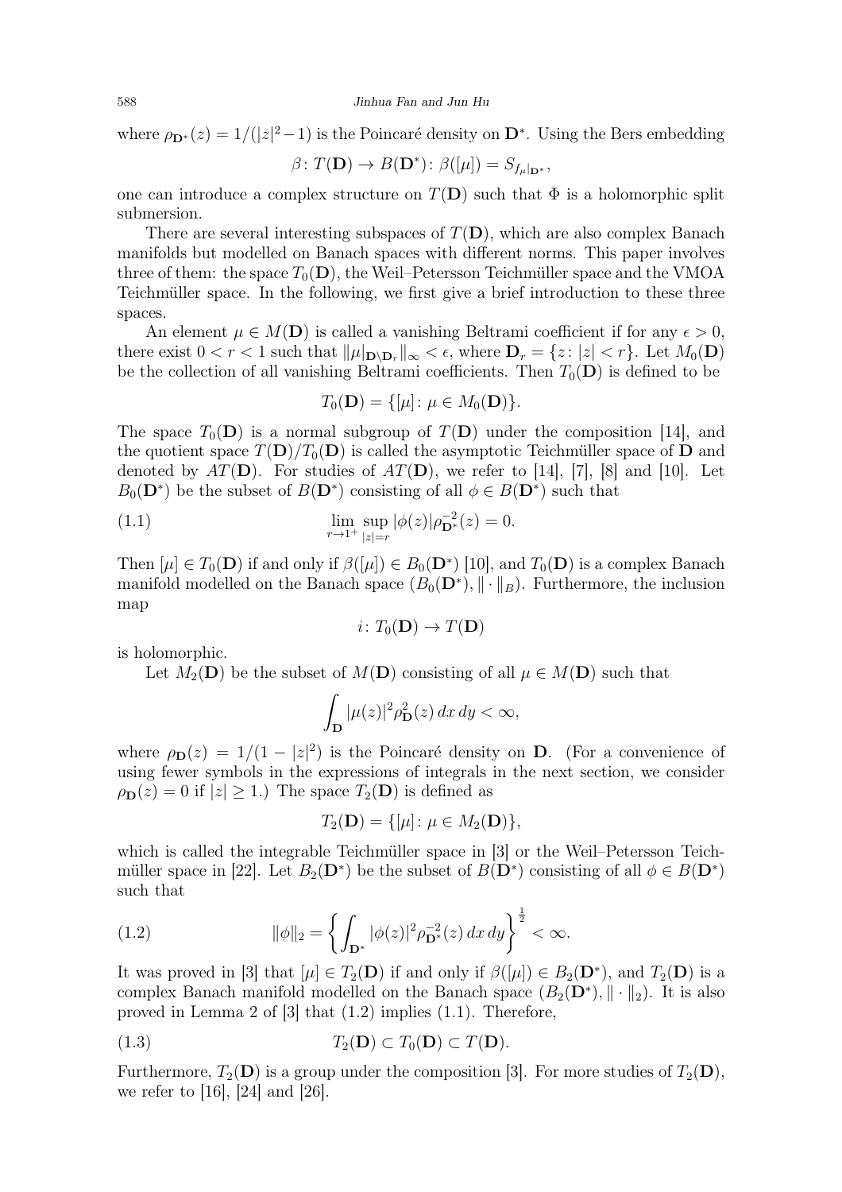where $\rho_{\mathbf{D}^*}(z) = 1/(|z|^2 - 1)$ is the Poincaré density on $\mathbf{D}^*$. Using the Bers embedding

$$\beta\colon T(\mathbf{D}) \to B(\mathbf{D}^*)\colon \beta([\mu]) = S_{f_\mu|_{\mathbf{D}^*}},$$

one can introduce a complex structure on $T(\mathbf{D})$ such that $\Phi$ is a holomorphic split submersion.

There are several interesting subspaces of $T(\mathbf{D})$, which are also complex Banach manifolds but modelled on Banach spaces with different norms. This paper involves three of them: the space $T_0(\mathbf{D})$, the Weil–Petersson Teichmüller space and the VMOA Teichmüller space. In the following, we first give a brief introduction to these three spaces.

An element $\mu \in M(\mathbf{D})$ is called a vanishing Beltrami coefficient if for any $\epsilon > 0$, there exist $0 < r < 1$ such that $\|\mu|_{\mathbf{D}\setminus\mathbf{D}_r}\|_\infty < \epsilon$, where $\mathbf{D}_r = \{z\colon |z| < r\}$. Let $M_0(\mathbf{D})$ be the collection of all vanishing Beltrami coefficients. Then $T_0(\mathbf{D})$ is defined to be

$$T_0(\mathbf{D}) = \{[\mu]\colon \mu \in M_0(\mathbf{D})\}.$$

The space $T_0(\mathbf{D})$ is a normal subgroup of $T(\mathbf{D})$ under the composition [14], and the quotient space $T(\mathbf{D})/T_0(\mathbf{D})$ is called the asymptotic Teichmüller space of $\mathbf{D}$ and denoted by $AT(\mathbf{D})$. For studies of $AT(\mathbf{D})$, we refer to [14], [7], [8] and [10]. Let $B_0(\mathbf{D}^*)$ be the subset of $B(\mathbf{D}^*)$ consisting of all $\phi \in B(\mathbf{D}^*)$ such that

$$\lim_{r\to 1^+} \sup_{|z|=r} |\phi(z)|\rho_{\mathbf{D}^*}^{-2}(z) = 0. \tag{1.1}$$

Then $[\mu] \in T_0(\mathbf{D})$ if and only if $\beta([\mu]) \in B_0(\mathbf{D}^*)$ [10], and $T_0(\mathbf{D})$ is a complex Banach manifold modelled on the Banach space $(B_0(\mathbf{D}^*), \|\cdot\|_B)$. Furthermore, the inclusion map

$$i\colon T_0(\mathbf{D}) \to T(\mathbf{D})$$

is holomorphic.

Let $M_2(\mathbf{D})$ be the subset of $M(\mathbf{D})$ consisting of all $\mu \in M(\mathbf{D})$ such that

$$\int_{\mathbf{D}} |\mu(z)|^2 \rho_{\mathbf{D}}^2(z)\, dx\, dy < \infty,$$

where $\rho_{\mathbf{D}}(z) = 1/(1 - |z|^2)$ is the Poincaré density on $\mathbf{D}$. (For a convenience of using fewer symbols in the expressions of integrals in the next section, we consider $\rho_{\mathbf{D}}(z) = 0$ if $|z| \geq 1$.) The space $T_2(\mathbf{D})$ is defined as

$$T_2(\mathbf{D}) = \{[\mu]\colon \mu \in M_2(\mathbf{D})\},$$

which is called the integrable Teichmüller space in [3] or the Weil–Petersson Teichmüller space in [22]. Let $B_2(\mathbf{D}^*)$ be the subset of $B(\mathbf{D}^*)$ consisting of all $\phi \in B(\mathbf{D}^*)$ such that

$$\|\phi\|_2 = \left\{ \int_{\mathbf{D}^*} |\phi(z)|^2 \rho_{\mathbf{D}^*}^{-2}(z)\, dx\, dy \right\}^{\frac{1}{2}} < \infty. \tag{1.2}$$

It was proved in [3] that $[\mu] \in T_2(\mathbf{D})$ if and only if $\beta([\mu]) \in B_2(\mathbf{D}^*)$, and $T_2(\mathbf{D})$ is a complex Banach manifold modelled on the Banach space $(B_2(\mathbf{D}^*), \|\cdot\|_2)$. It is also proved in Lemma 2 of [3] that (1.2) implies (1.1). Therefore,

$$T_2(\mathbf{D}) \subset T_0(\mathbf{D}) \subset T(\mathbf{D}). \tag{1.3}$$

Furthermore, $T_2(\mathbf{D})$ is a group under the composition [3]. For more studies of $T_2(\mathbf{D})$, we refer to [16], [24] and [26].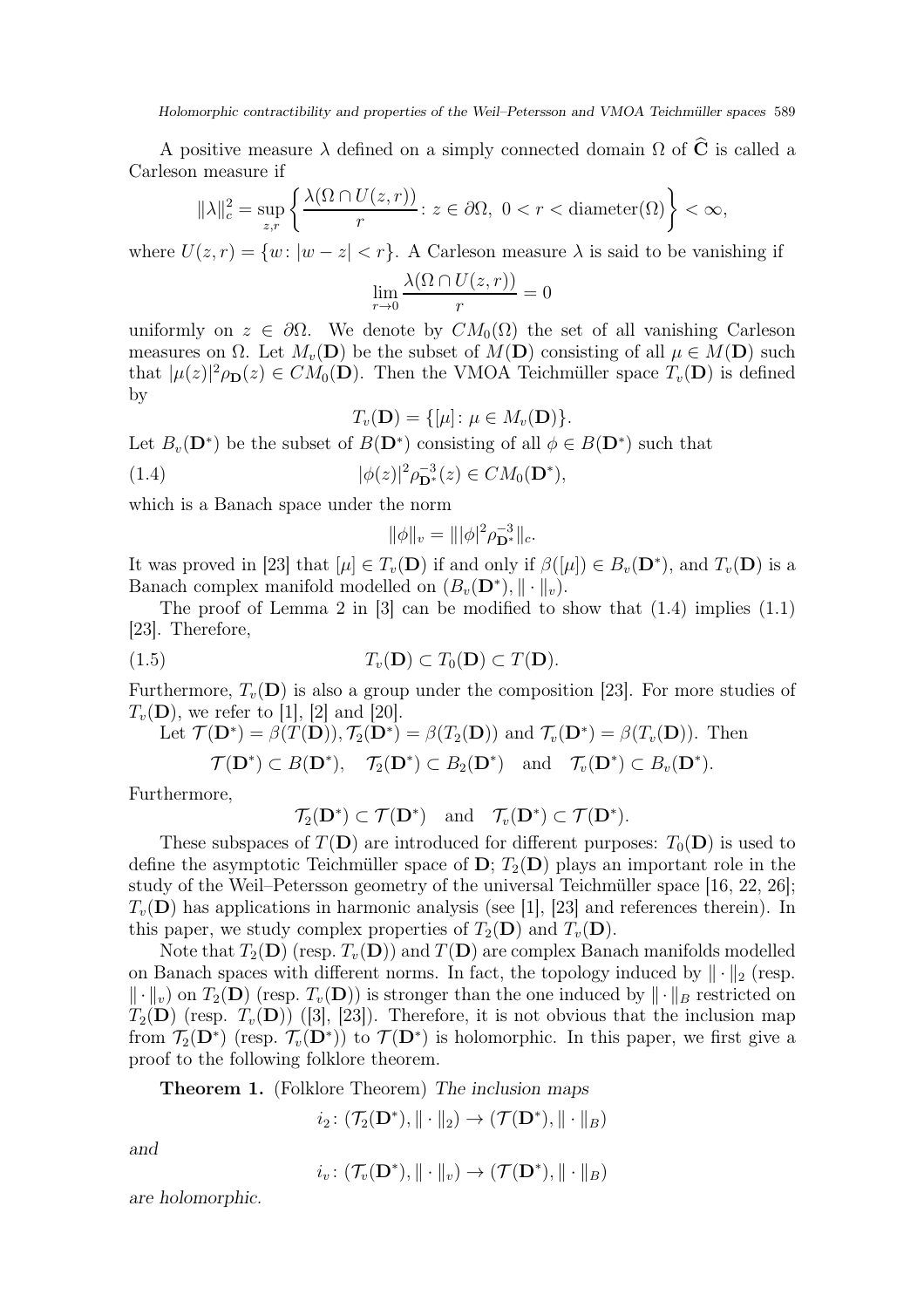A positive measure $\lambda$ defined on a simply connected domain $\Omega$ of $\widehat{\mathbf{C}}$ is called a Carleson measure if

$$\|\lambda\|_c^2 = \sup_{z,r} \left\{ \frac{\lambda(\Omega \cap U(z,r))}{r} : z \in \partial\Omega,\ 0 < r < \operatorname{diameter}(\Omega) \right\} < \infty,$$

where $U(z,r) = \{w : |w-z| < r\}$. A Carleson measure $\lambda$ is said to be vanishing if

$$\lim_{r \to 0} \frac{\lambda(\Omega \cap U(z,r))}{r} = 0$$

uniformly on $z \in \partial\Omega$. We denote by $CM_0(\Omega)$ the set of all vanishing Carleson measures on $\Omega$. Let $M_v(\mathbf{D})$ be the subset of $M(\mathbf{D})$ consisting of all $\mu \in M(\mathbf{D})$ such that $|\mu(z)|^2 \rho_{\mathbf{D}}(z) \in CM_0(\mathbf{D})$. Then the VMOA Teichmüller space $T_v(\mathbf{D})$ is defined by

$$T_v(\mathbf{D}) = \{[\mu] : \mu \in M_v(\mathbf{D})\}.$$

Let $B_v(\mathbf{D}^*)$ be the subset of $B(\mathbf{D}^*)$ consisting of all $\phi \in B(\mathbf{D}^*)$ such that

$$|\phi(z)|^2 \rho_{\mathbf{D}^*}^{-3}(z) \in CM_0(\mathbf{D}^*), \tag{1.4}$$

which is a Banach space under the norm

$$\|\phi\|_v = \||\phi|^2 \rho_{\mathbf{D}^*}^{-3}\|_c.$$

It was proved in [23] that $[\mu] \in T_v(\mathbf{D})$ if and only if $\beta([\mu]) \in B_v(\mathbf{D}^*)$, and $T_v(\mathbf{D})$ is a Banach complex manifold modelled on $(B_v(\mathbf{D}^*), \|\cdot\|_v)$.

The proof of Lemma 2 in [3] can be modified to show that (1.4) implies (1.1) [23]. Therefore,

$$T_v(\mathbf{D}) \subset T_0(\mathbf{D}) \subset T(\mathbf{D}). \tag{1.5}$$

Furthermore, $T_v(\mathbf{D})$ is also a group under the composition [23]. For more studies of $T_v(\mathbf{D})$, we refer to [1], [2] and [20].

Let $\mathcal{T}(\mathbf{D}^*) = \beta(T(\mathbf{D})), \mathcal{T}_2(\mathbf{D}^*) = \beta(T_2(\mathbf{D}))$ and $\mathcal{T}_v(\mathbf{D}^*) = \beta(T_v(\mathbf{D}))$. Then

$$\mathcal{T}(\mathbf{D}^*) \subset B(\mathbf{D}^*), \quad \mathcal{T}_2(\mathbf{D}^*) \subset B_2(\mathbf{D}^*) \quad \text{and} \quad \mathcal{T}_v(\mathbf{D}^*) \subset B_v(\mathbf{D}^*).$$

Furthermore,

$$\mathcal{T}_2(\mathbf{D}^*) \subset \mathcal{T}(\mathbf{D}^*) \quad \text{and} \quad \mathcal{T}_v(\mathbf{D}^*) \subset \mathcal{T}(\mathbf{D}^*).$$

These subspaces of $T(\mathbf{D})$ are introduced for different purposes: $T_0(\mathbf{D})$ is used to define the asymptotic Teichmüller space of $\mathbf{D}$; $T_2(\mathbf{D})$ plays an important role in the study of the Weil–Petersson geometry of the universal Teichmüller space [16, 22, 26]; $T_v(\mathbf{D})$ has applications in harmonic analysis (see [1], [23] and references therein). In this paper, we study complex properties of $T_2(\mathbf{D})$ and $T_v(\mathbf{D})$.

Note that $T_2(\mathbf{D})$ (resp. $T_v(\mathbf{D})$) and $T(\mathbf{D})$ are complex Banach manifolds modelled on Banach spaces with different norms. In fact, the topology induced by $\|\cdot\|_2$ (resp. $\|\cdot\|_v$) on $T_2(\mathbf{D})$ (resp. $T_v(\mathbf{D})$) is stronger than the one induced by $\|\cdot\|_B$ restricted on $T_2(\mathbf{D})$ (resp. $T_v(\mathbf{D})$) ([3], [23]). Therefore, it is not obvious that the inclusion map from $\mathcal{T}_2(\mathbf{D}^*)$ (resp. $\mathcal{T}_v(\mathbf{D}^*)$) to $\mathcal{T}(\mathbf{D}^*)$ is holomorphic. In this paper, we first give a proof to the following folklore theorem.

**Theorem 1.** (Folklore Theorem) *The inclusion maps*

$$i_2 : (\mathcal{T}_2(\mathbf{D}^*), \|\cdot\|_2) \to (\mathcal{T}(\mathbf{D}^*), \|\cdot\|_B)$$

*and*

$$i_v : (\mathcal{T}_v(\mathbf{D}^*), \|\cdot\|_v) \to (\mathcal{T}(\mathbf{D}^*), \|\cdot\|_B)$$

*are holomorphic.*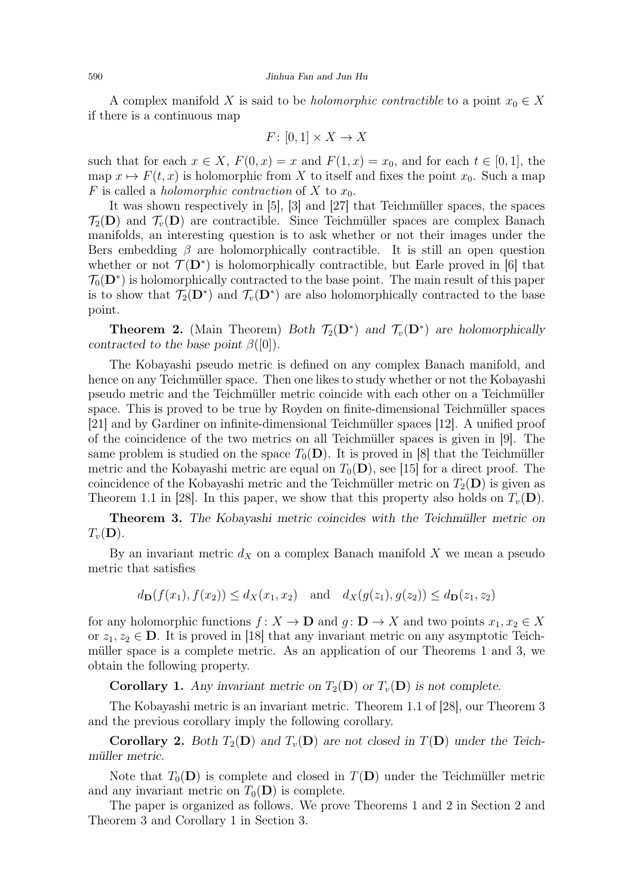A complex manifold $X$ is said to be *holomorphic contractible* to a point $x_0 \in X$ if there is a continuous map

$$F\colon [0,1] \times X \to X$$

such that for each $x \in X$, $F(0,x) = x$ and $F(1,x) = x_0$, and for each $t \in [0,1]$, the map $x \mapsto F(t,x)$ is holomorphic from $X$ to itself and fixes the point $x_0$. Such a map $F$ is called a *holomorphic contraction* of $X$ to $x_0$.

It was shown respectively in [5], [3] and [27] that Teichmüller spaces, the spaces $\mathcal{T}_2(\mathbf{D})$ and $\mathcal{T}_v(\mathbf{D})$ are contractible. Since Teichmüller spaces are complex Banach manifolds, an interesting question is to ask whether or not their images under the Bers embedding $\beta$ are holomorphically contractible. It is still an open question whether or not $\mathcal{T}(\mathbf{D}^*)$ is holomorphically contractible, but Earle proved in [6] that $\mathcal{T}_0(\mathbf{D}^*)$ is holomorphically contracted to the base point. The main result of this paper is to show that $\mathcal{T}_2(\mathbf{D}^*)$ and $\mathcal{T}_v(\mathbf{D}^*)$ are also holomorphically contracted to the base point.

**Theorem 2.** (Main Theorem) *Both $\mathcal{T}_2(\mathbf{D}^*)$ and $\mathcal{T}_v(\mathbf{D}^*)$ are holomorphically contracted to the base point $\beta([0])$.*

The Kobayashi pseudo metric is defined on any complex Banach manifold, and hence on any Teichmüller space. Then one likes to study whether or not the Kobayashi pseudo metric and the Teichmüller metric coincide with each other on a Teichmüller space. This is proved to be true by Royden on finite-dimensional Teichmüller spaces [21] and by Gardiner on infinite-dimensional Teichmüller spaces [12]. A unified proof of the coincidence of the two metrics on all Teichmüller spaces is given in [9]. The same problem is studied on the space $T_0(\mathbf{D})$. It is proved in [8] that the Teichmüller metric and the Kobayashi metric are equal on $T_0(\mathbf{D})$, see [15] for a direct proof. The coincidence of the Kobayashi metric and the Teichmüller metric on $T_2(\mathbf{D})$ is given as Theorem 1.1 in [28]. In this paper, we show that this property also holds on $T_v(\mathbf{D})$.

**Theorem 3.** *The Kobayashi metric coincides with the Teichmüller metric on $T_v(\mathbf{D})$.*

By an invariant metric $d_X$ on a complex Banach manifold $X$ we mean a pseudo metric that satisfies

$$d_{\mathbf{D}}(f(x_1), f(x_2)) \le d_X(x_1, x_2) \quad \text{and} \quad d_X(g(z_1), g(z_2)) \le d_{\mathbf{D}}(z_1, z_2)$$

for any holomorphic functions $f\colon X \to \mathbf{D}$ and $g\colon \mathbf{D} \to X$ and two points $x_1, x_2 \in X$ or $z_1, z_2 \in \mathbf{D}$. It is proved in [18] that any invariant metric on any asymptotic Teichmüller space is a complete metric. As an application of our Theorems 1 and 3, we obtain the following property.

**Corollary 1.** *Any invariant metric on $T_2(\mathbf{D})$ or $T_v(\mathbf{D})$ is not complete.*

The Kobayashi metric is an invariant metric. Theorem 1.1 of [28], our Theorem 3 and the previous corollary imply the following corollary.

**Corollary 2.** *Both $T_2(\mathbf{D})$ and $T_v(\mathbf{D})$ are not closed in $T(\mathbf{D})$ under the Teichmüller metric.*

Note that $T_0(\mathbf{D})$ is complete and closed in $T(\mathbf{D})$ under the Teichmüller metric and any invariant metric on $T_0(\mathbf{D})$ is complete.

The paper is organized as follows. We prove Theorems 1 and 2 in Section 2 and Theorem 3 and Corollary 1 in Section 3.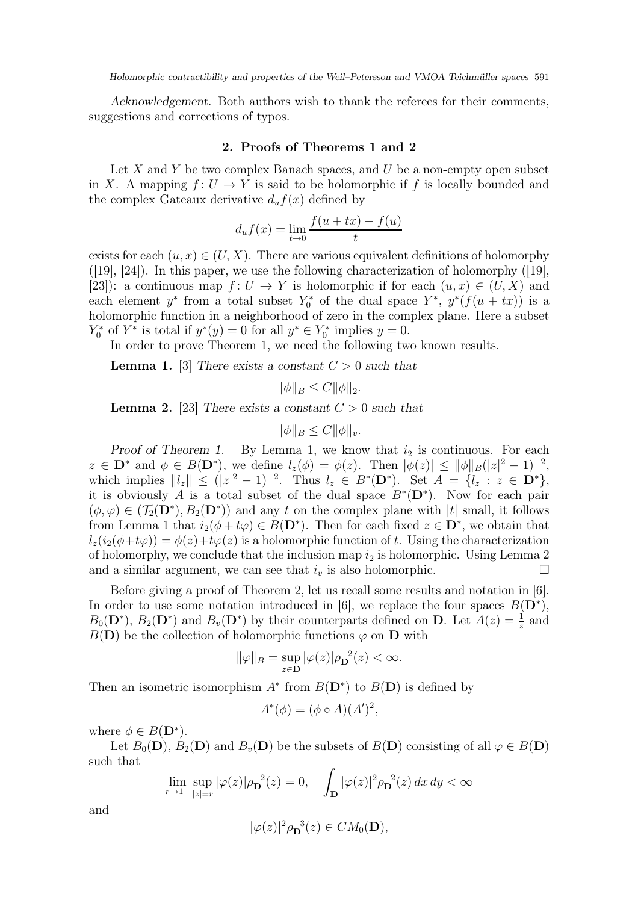*Acknowledgement.* Both authors wish to thank the referees for their comments, suggestions and corrections of typos.

## 2. Proofs of Theorems 1 and 2

Let $X$ and $Y$ be two complex Banach spaces, and $U$ be a non-empty open subset in $X$. A mapping $f\colon U \to Y$ is said to be holomorphic if $f$ is locally bounded and the complex Gateaux derivative $d_u f(x)$ defined by

$$d_u f(x) = \lim_{t\to 0} \frac{f(u+tx) - f(u)}{t}$$

exists for each $(u,x) \in (U,X)$. There are various equivalent definitions of holomorphy ([19], [24]). In this paper, we use the following characterization of holomorphy ([19], [23]): a continuous map $f\colon U \to Y$ is holomorphic if for each $(u,x) \in (U,X)$ and each element $y^*$ from a total subset $Y_0^*$ of the dual space $Y^*$, $y^*(f(u+tx))$ is a holomorphic function in a neighborhood of zero in the complex plane. Here a subset $Y_0^*$ of $Y^*$ is total if $y^*(y) = 0$ for all $y^* \in Y_0^*$ implies $y = 0$.

In order to prove Theorem 1, we need the following two known results.

**Lemma 1.** [3] *There exists a constant $C > 0$ such that*

$$\|\phi\|_B \le C\|\phi\|_2.$$

**Lemma 2.** [23] *There exists a constant $C > 0$ such that*

$$\|\phi\|_B \le C\|\phi\|_v.$$

*Proof of Theorem 1.* By Lemma 1, we know that $i_2$ is continuous. For each $z \in \mathbf{D}^*$ and $\phi \in B(\mathbf{D}^*)$, we define $l_z(\phi) = \phi(z)$. Then $|\phi(z)| \le \|\phi\|_B(|z|^2-1)^{-2}$, which implies $\|l_z\| \le (|z|^2-1)^{-2}$. Thus $l_z \in B^*(\mathbf{D}^*)$. Set $A = \{l_z : z \in \mathbf{D}^*\}$, it is obviously $A$ is a total subset of the dual space $B^*(\mathbf{D}^*)$. Now for each pair $(\phi,\varphi) \in (\mathcal{T}_2(\mathbf{D}^*), B_2(\mathbf{D}^*))$ and any $t$ on the complex plane with $|t|$ small, it follows from Lemma 1 that $i_2(\phi + t\varphi) \in B(\mathbf{D}^*)$. Then for each fixed $z \in \mathbf{D}^*$, we obtain that $l_z(i_2(\phi+t\varphi)) = \phi(z) + t\varphi(z)$ is a holomorphic function of $t$. Using the characterization of holomorphy, we conclude that the inclusion map $i_2$ is holomorphic. Using Lemma 2 and a similar argument, we can see that $i_v$ is also holomorphic. $\square$

Before giving a proof of Theorem 2, let us recall some results and notation in [6]. In order to use some notation introduced in [6], we replace the four spaces $B(\mathbf{D}^*)$, $B_0(\mathbf{D}^*)$, $B_2(\mathbf{D}^*)$ and $B_v(\mathbf{D}^*)$ by their counterparts defined on $\mathbf{D}$. Let $A(z) = \frac{1}{z}$ and $B(\mathbf{D})$ be the collection of holomorphic functions $\varphi$ on $\mathbf{D}$ with

$$\|\varphi\|_B = \sup_{z\in\mathbf{D}} |\varphi(z)|\rho_{\mathbf{D}}^{-2}(z) < \infty.$$

Then an isometric isomorphism $A^*$ from $B(\mathbf{D}^*)$ to $B(\mathbf{D})$ is defined by

$$A^*(\phi) = (\phi \circ A)(A')^2,$$

where $\phi \in B(\mathbf{D}^*)$.

Let $B_0(\mathbf{D})$, $B_2(\mathbf{D})$ and $B_v(\mathbf{D})$ be the subsets of $B(\mathbf{D})$ consisting of all $\varphi \in B(\mathbf{D})$ such that

$$\lim_{r\to 1^-} \sup_{|z|=r} |\varphi(z)|\rho_{\mathbf{D}}^{-2}(z) = 0, \quad \int_{\mathbf{D}} |\varphi(z)|^2 \rho_{\mathbf{D}}^{-2}(z)\,dx\,dy < \infty$$

and

$$|\varphi(z)|^2 \rho_{\mathbf{D}}^{-3}(z) \in CM_0(\mathbf{D}),$$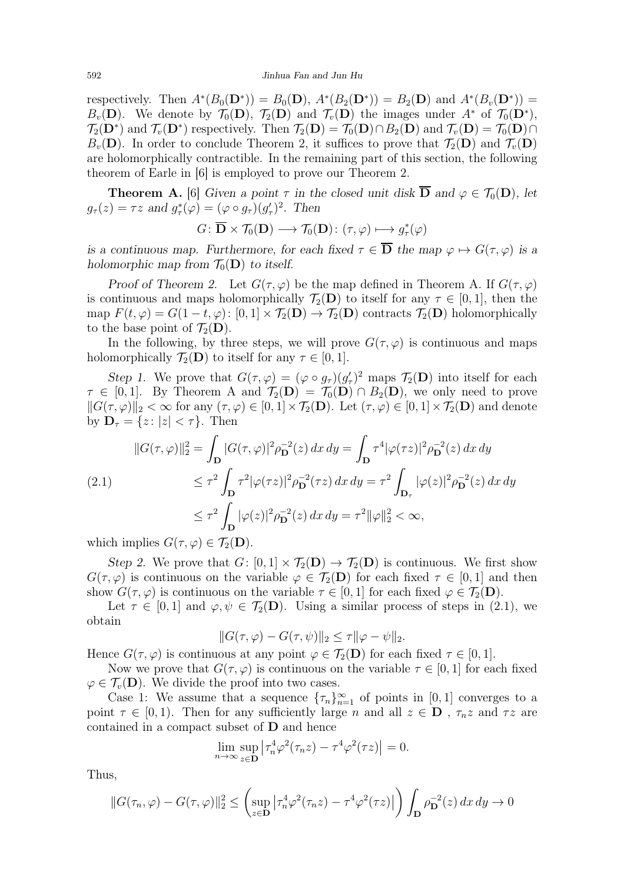respectively. Then $A^*(B_0(\mathbf{D}^*)) = B_0(\mathbf{D})$, $A^*(B_2(\mathbf{D}^*)) = B_2(\mathbf{D})$ and $A^*(B_v(\mathbf{D}^*)) = B_v(\mathbf{D})$. We denote by $\mathcal{T}_0(\mathbf{D})$, $\mathcal{T}_2(\mathbf{D})$ and $\mathcal{T}_v(\mathbf{D})$ the images under $A^*$ of $\mathcal{T}_0(\mathbf{D}^*)$, $\mathcal{T}_2(\mathbf{D}^*)$ and $\mathcal{T}_v(\mathbf{D}^*)$ respectively. Then $\mathcal{T}_2(\mathbf{D}) = \mathcal{T}_0(\mathbf{D}) \cap B_2(\mathbf{D})$ and $\mathcal{T}_v(\mathbf{D}) = \mathcal{T}_0(\mathbf{D}) \cap B_v(\mathbf{D})$. In order to conclude Theorem 2, it suffices to prove that $\mathcal{T}_2(\mathbf{D})$ and $\mathcal{T}_v(\mathbf{D})$ are holomorphically contractible. In the remaining part of this section, the following theorem of Earle in [6] is employed to prove our Theorem 2.

**Theorem A.** [6] *Given a point $\tau$ in the closed unit disk $\overline{\mathbf{D}}$ and $\varphi \in \mathcal{T}_0(\mathbf{D})$, let $g_\tau(z) = \tau z$ and $g_\tau^*(\varphi) = (\varphi \circ g_\tau)(g_\tau')^2$. Then*

$$G\colon \overline{\mathbf{D}} \times \mathcal{T}_0(\mathbf{D}) \longrightarrow \mathcal{T}_0(\mathbf{D})\colon (\tau, \varphi) \longmapsto g_\tau^*(\varphi)$$

*is a continuous map. Furthermore, for each fixed $\tau \in \overline{\mathbf{D}}$ the map $\varphi \mapsto G(\tau, \varphi)$ is a holomorphic map from $\mathcal{T}_0(\mathbf{D})$ to itself.*

*Proof of Theorem 2.* Let $G(\tau, \varphi)$ be the map defined in Theorem A. If $G(\tau, \varphi)$ is continuous and maps holomorphically $\mathcal{T}_2(\mathbf{D})$ to itself for any $\tau \in [0, 1]$, then the map $F(t, \varphi) = G(1 - t, \varphi)\colon [0, 1] \times \mathcal{T}_2(\mathbf{D}) \to \mathcal{T}_2(\mathbf{D})$ contracts $\mathcal{T}_2(\mathbf{D})$ holomorphically to the base point of $\mathcal{T}_2(\mathbf{D})$.

In the following, by three steps, we will prove $G(\tau, \varphi)$ is continuous and maps holomorphically $\mathcal{T}_2(\mathbf{D})$ to itself for any $\tau \in [0, 1]$.

*Step 1.* We prove that $G(\tau, \varphi) = (\varphi \circ g_\tau)(g_\tau')^2$ maps $\mathcal{T}_2(\mathbf{D})$ into itself for each $\tau \in [0, 1]$. By Theorem A and $\mathcal{T}_2(\mathbf{D}) = \mathcal{T}_0(\mathbf{D}) \cap B_2(\mathbf{D})$, we only need to prove $\|G(\tau, \varphi)\|_2 < \infty$ for any $(\tau, \varphi) \in [0, 1] \times \mathcal{T}_2(\mathbf{D})$. Let $(\tau, \varphi) \in [0, 1] \times \mathcal{T}_2(\mathbf{D})$ and denote by $\mathbf{D}_\tau = \{z\colon |z| < \tau\}$. Then

$$
\begin{aligned}
\|G(\tau, \varphi)\|_2^2 &= \int_{\mathbf{D}} |G(\tau, \varphi)|^2 \rho_{\mathbf{D}}^{-2}(z)\, dx\, dy = \int_{\mathbf{D}} \tau^4 |\varphi(\tau z)|^2 \rho_{\mathbf{D}}^{-2}(z)\, dx\, dy \\
&\le \tau^2 \int_{\mathbf{D}} \tau^2 |\varphi(\tau z)|^2 \rho_{\mathbf{D}}^{-2}(\tau z)\, dx\, dy = \tau^2 \int_{\mathbf{D}_\tau} |\varphi(z)|^2 \rho_{\mathbf{D}}^{-2}(z)\, dx\, dy \\
&\le \tau^2 \int_{\mathbf{D}} |\varphi(z)|^2 \rho_{\mathbf{D}}^{-2}(z)\, dx\, dy = \tau^2 \|\varphi\|_2^2 < \infty,
\end{aligned}
\tag{2.1}
$$

which implies $G(\tau, \varphi) \in \mathcal{T}_2(\mathbf{D})$.

*Step 2.* We prove that $G\colon [0, 1] \times \mathcal{T}_2(\mathbf{D}) \to \mathcal{T}_2(\mathbf{D})$ is continuous. We first show $G(\tau, \varphi)$ is continuous on the variable $\varphi \in \mathcal{T}_2(\mathbf{D})$ for each fixed $\tau \in [0, 1]$ and then show $G(\tau, \varphi)$ is continuous on the variable $\tau \in [0, 1]$ for each fixed $\varphi \in \mathcal{T}_2(\mathbf{D})$.

Let $\tau \in [0, 1]$ and $\varphi, \psi \in \mathcal{T}_2(\mathbf{D})$. Using a similar process of steps in (2.1), we obtain

$$\|G(\tau, \varphi) - G(\tau, \psi)\|_2 \le \tau \|\varphi - \psi\|_2.$$

Hence $G(\tau, \varphi)$ is continuous at any point $\varphi \in \mathcal{T}_2(\mathbf{D})$ for each fixed $\tau \in [0, 1]$.

Now we prove that $G(\tau, \varphi)$ is continuous on the variable $\tau \in [0, 1]$ for each fixed $\varphi \in \mathcal{T}_v(\mathbf{D})$. We divide the proof into two cases.

Case 1: We assume that a sequence $\{\tau_n\}_{n=1}^\infty$ of points in $[0, 1]$ converges to a point $\tau \in [0, 1)$. Then for any sufficiently large $n$ and all $z \in \mathbf{D}$ , $\tau_n z$ and $\tau z$ are contained in a compact subset of $\mathbf{D}$ and hence

$$\lim_{n \to \infty} \sup_{z \in \mathbf{D}} \left| \tau_n^4 \varphi^2(\tau_n z) - \tau^4 \varphi^2(\tau z) \right| = 0.$$

Thus,

$$\|G(\tau_n, \varphi) - G(\tau, \varphi)\|_2^2 \le \left( \sup_{z \in \mathbf{D}} \left| \tau_n^4 \varphi^2(\tau_n z) - \tau^4 \varphi^2(\tau z) \right| \right) \int_{\mathbf{D}} \rho_{\mathbf{D}}^{-2}(z)\, dx\, dy \to 0$$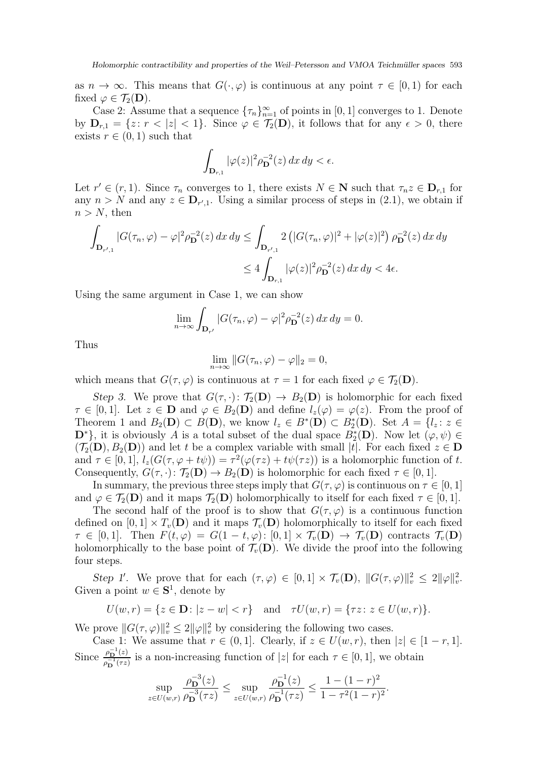as $n \to \infty$. This means that $G(\cdot, \varphi)$ is continuous at any point $\tau \in [0,1)$ for each fixed $\varphi \in \mathcal{T}_2(\mathbf{D})$.

Case 2: Assume that a sequence $\{\tau_n\}_{n=1}^{\infty}$ of points in $[0,1]$ converges to 1. Denote by $\mathbf{D}_{r,1} = \{z \colon r < |z| < 1\}$. Since $\varphi \in \mathcal{T}_2(\mathbf{D})$, it follows that for any $\epsilon > 0$, there exists $r \in (0,1)$ such that

$$\int_{\mathbf{D}_{r,1}} |\varphi(z)|^2 \rho_{\mathbf{D}}^{-2}(z)\, dx\, dy < \epsilon.$$

Let $r' \in (r,1)$. Since $\tau_n$ converges to 1, there exists $N \in \mathbf{N}$ such that $\tau_n z \in \mathbf{D}_{r,1}$ for any $n > N$ and any $z \in \mathbf{D}_{r',1}$. Using a similar process of steps in (2.1), we obtain if $n > N$, then

$$\begin{aligned}\int_{\mathbf{D}_{r',1}} |G(\tau_n, \varphi) - \varphi|^2 \rho_{\mathbf{D}}^{-2}(z)\, dx\, dy &\le \int_{\mathbf{D}_{r',1}} 2\left(|G(\tau_n, \varphi)|^2 + |\varphi(z)|^2\right) \rho_{\mathbf{D}}^{-2}(z)\, dx\, dy \\ &\le 4 \int_{\mathbf{D}_{r,1}} |\varphi(z)|^2 \rho_{\mathbf{D}}^{-2}(z)\, dx\, dy < 4\epsilon.\end{aligned}$$

Using the same argument in Case 1, we can show

$$\lim_{n\to\infty} \int_{\mathbf{D}_{r'}} |G(\tau_n, \varphi) - \varphi|^2 \rho_{\mathbf{D}}^{-2}(z)\, dx\, dy = 0.$$

Thus

$$\lim_{n\to\infty} \|G(\tau_n, \varphi) - \varphi\|_2 = 0,$$

which means that $G(\tau, \varphi)$ is continuous at $\tau = 1$ for each fixed $\varphi \in \mathcal{T}_2(\mathbf{D})$.

*Step 3.* We prove that $G(\tau, \cdot) \colon \mathcal{T}_2(\mathbf{D}) \to B_2(\mathbf{D})$ is holomorphic for each fixed $\tau \in [0,1]$. Let $z \in \mathbf{D}$ and $\varphi \in B_2(\mathbf{D})$ and define $l_z(\varphi) = \varphi(z)$. From the proof of Theorem 1 and $B_2(\mathbf{D}) \subset B(\mathbf{D})$, we know $l_z \in B^*(\mathbf{D}) \subset B_2^*(\mathbf{D})$. Set $A = \{l_z \colon z \in \mathbf{D}^*\}$, it is obviously $A$ is a total subset of the dual space $B_2^*(\mathbf{D})$. Now let $(\varphi, \psi) \in (\mathcal{T}_2(\mathbf{D}), B_2(\mathbf{D}))$ and let $t$ be a complex variable with small $|t|$. For each fixed $z \in \mathbf{D}$ and $\tau \in [0,1]$, $l_z(G(\tau, \varphi + t\psi)) = \tau^2(\varphi(\tau z) + t\psi(\tau z))$ is a holomorphic function of $t$. Consequently, $G(\tau, \cdot) \colon \mathcal{T}_2(\mathbf{D}) \to B_2(\mathbf{D})$ is holomorphic for each fixed $\tau \in [0,1]$.

In summary, the previous three steps imply that $G(\tau, \varphi)$ is continuous on $\tau \in [0,1]$ and $\varphi \in \mathcal{T}_2(\mathbf{D})$ and it maps $\mathcal{T}_2(\mathbf{D})$ holomorphically to itself for each fixed $\tau \in [0,1]$.

The second half of the proof is to show that $G(\tau, \varphi)$ is a continuous function defined on $[0,1] \times T_v(\mathbf{D})$ and it maps $\mathcal{T}_v(\mathbf{D})$ holomorphically to itself for each fixed $\tau \in [0,1]$. Then $F(t, \varphi) = G(1-t, \varphi) \colon [0,1] \times \mathcal{T}_v(\mathbf{D}) \to \mathcal{T}_v(\mathbf{D})$ contracts $\mathcal{T}_v(\mathbf{D})$ holomorphically to the base point of $\mathcal{T}_v(\mathbf{D})$. We divide the proof into the following four steps.

*Step 1′.* We prove that for each $(\tau, \varphi) \in [0,1] \times \mathcal{T}_v(\mathbf{D})$, $\|G(\tau, \varphi)\|_v^2 \le 2\|\varphi\|_v^2$. Given a point $w \in \mathbf{S}^1$, denote by

$$U(w,r) = \{z \in \mathbf{D} \colon |z - w| < r\} \quad \text{and} \quad \tau U(w,r) = \{\tau z \colon z \in U(w,r)\}.$$

We prove $\|G(\tau, \varphi)\|_v^2 \le 2\|\varphi\|_v^2$ by considering the following two cases.

Case 1: We assume that $r \in (0,1]$. Clearly, if $z \in U(w,r)$, then $|z| \in [1-r, 1]$. Since $\frac{\rho_{\mathbf{D}}^{-1}(z)}{\rho_{\mathbf{D}}^{-1}(\tau z)}$ is a non-increasing function of $|z|$ for each $\tau \in [0,1]$, we obtain

$$\sup_{z \in U(w,r)} \frac{\rho_{\mathbf{D}}^{-3}(z)}{\rho_{\mathbf{D}}^{-3}(\tau z)} \le \sup_{z \in U(w,r)} \frac{\rho_{\mathbf{D}}^{-1}(z)}{\rho_{\mathbf{D}}^{-1}(\tau z)} \le \frac{1 - (1-r)^2}{1 - \tau^2(1-r)^2}.$$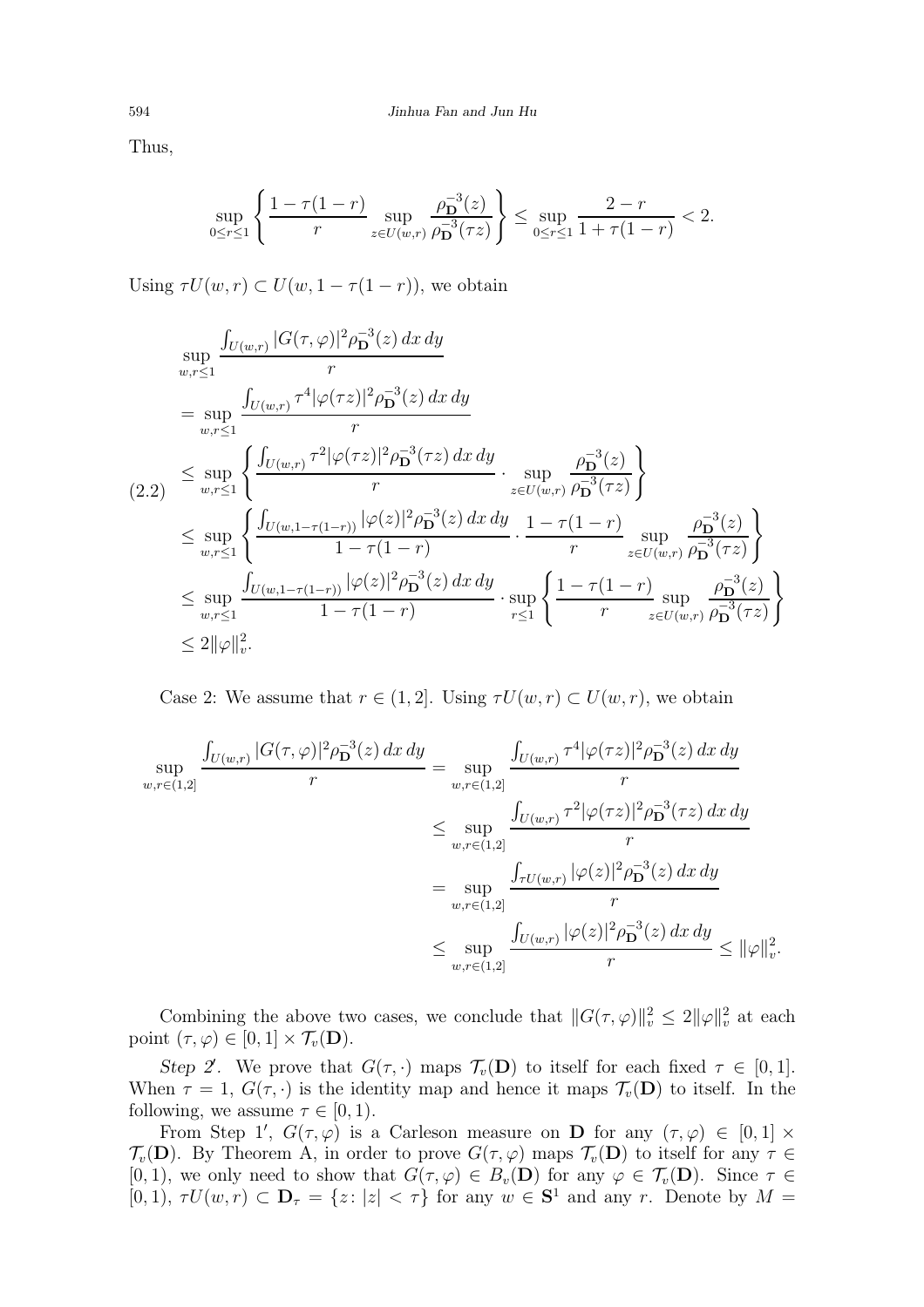Thus,

$$\sup_{0\le r\le 1}\left\{\frac{1-\tau(1-r)}{r}\sup_{z\in U(w,r)}\frac{\rho_{\mathbf{D}}^{-3}(z)}{\rho_{\mathbf{D}}^{-3}(\tau z)}\right\}\le \sup_{0\le r\le 1}\frac{2-r}{1+\tau(1-r)}<2.$$

Using $\tau U(w,r)\subset U(w,1-\tau(1-r))$, we obtain

$$
\begin{aligned}
&\sup_{w,r\le 1}\frac{\int_{U(w,r)}|G(\tau,\varphi)|^2\rho_{\mathbf{D}}^{-3}(z)\,dx\,dy}{r}\\
&=\sup_{w,r\le 1}\frac{\int_{U(w,r)}\tau^4|\varphi(\tau z)|^2\rho_{\mathbf{D}}^{-3}(z)\,dx\,dy}{r}\\
&\le \sup_{w,r\le 1}\left\{\frac{\int_{U(w,r)}\tau^2|\varphi(\tau z)|^2\rho_{\mathbf{D}}^{-3}(\tau z)\,dx\,dy}{r}\cdot\sup_{z\in U(w,r)}\frac{\rho_{\mathbf{D}}^{-3}(z)}{\rho_{\mathbf{D}}^{-3}(\tau z)}\right\}\\
&\le \sup_{w,r\le 1}\left\{\frac{\int_{U(w,1-\tau(1-r))}|\varphi(z)|^2\rho_{\mathbf{D}}^{-3}(z)\,dx\,dy}{1-\tau(1-r)}\cdot\frac{1-\tau(1-r)}{r}\sup_{z\in U(w,r)}\frac{\rho_{\mathbf{D}}^{-3}(z)}{\rho_{\mathbf{D}}^{-3}(\tau z)}\right\}\\
&\le \sup_{w,r\le 1}\frac{\int_{U(w,1-\tau(1-r))}|\varphi(z)|^2\rho_{\mathbf{D}}^{-3}(z)\,dx\,dy}{1-\tau(1-r)}\cdot\sup_{r\le 1}\left\{\frac{1-\tau(1-r)}{r}\sup_{z\in U(w,r)}\frac{\rho_{\mathbf{D}}^{-3}(z)}{\rho_{\mathbf{D}}^{-3}(\tau z)}\right\}\\
&\le 2\|\varphi\|_v^2.
\end{aligned}
\tag{2.2}
$$

Case 2: We assume that $r\in(1,2]$. Using $\tau U(w,r)\subset U(w,r)$, we obtain

$$
\begin{aligned}
\sup_{w,r\in(1,2]}\frac{\int_{U(w,r)}|G(\tau,\varphi)|^2\rho_{\mathbf{D}}^{-3}(z)\,dx\,dy}{r}&=\sup_{w,r\in(1,2]}\frac{\int_{U(w,r)}\tau^4|\varphi(\tau z)|^2\rho_{\mathbf{D}}^{-3}(z)\,dx\,dy}{r}\\
&\le \sup_{w,r\in(1,2]}\frac{\int_{U(w,r)}\tau^2|\varphi(\tau z)|^2\rho_{\mathbf{D}}^{-3}(\tau z)\,dx\,dy}{r}\\
&=\sup_{w,r\in(1,2]}\frac{\int_{\tau U(w,r)}|\varphi(z)|^2\rho_{\mathbf{D}}^{-3}(z)\,dx\,dy}{r}\\
&\le \sup_{w,r\in(1,2]}\frac{\int_{U(w,r)}|\varphi(z)|^2\rho_{\mathbf{D}}^{-3}(z)\,dx\,dy}{r}\le\|\varphi\|_v^2.
\end{aligned}
$$

Combining the above two cases, we conclude that $\|G(\tau,\varphi)\|_v^2\le 2\|\varphi\|_v^2$ at each point $(\tau,\varphi)\in[0,1]\times\mathcal{T}_v(\mathbf{D})$.

*Step 2′.* We prove that $G(\tau,\cdot)$ maps $\mathcal{T}_v(\mathbf{D})$ to itself for each fixed $\tau\in[0,1]$. When $\tau=1$, $G(\tau,\cdot)$ is the identity map and hence it maps $\mathcal{T}_v(\mathbf{D})$ to itself. In the following, we assume $\tau\in[0,1)$.

From Step 1′, $G(\tau,\varphi)$ is a Carleson measure on $\mathbf{D}$ for any $(\tau,\varphi)\in[0,1]\times\mathcal{T}_v(\mathbf{D})$. By Theorem A, in order to prove $G(\tau,\varphi)$ maps $\mathcal{T}_v(\mathbf{D})$ to itself for any $\tau\in[0,1)$, we only need to show that $G(\tau,\varphi)\in B_v(\mathbf{D})$ for any $\varphi\in\mathcal{T}_v(\mathbf{D})$. Since $\tau\in[0,1)$, $\tau U(w,r)\subset\mathbf{D}_\tau=\{z\colon |z|<\tau\}$ for any $w\in\mathbf{S}^1$ and any $r$. Denote by $M=$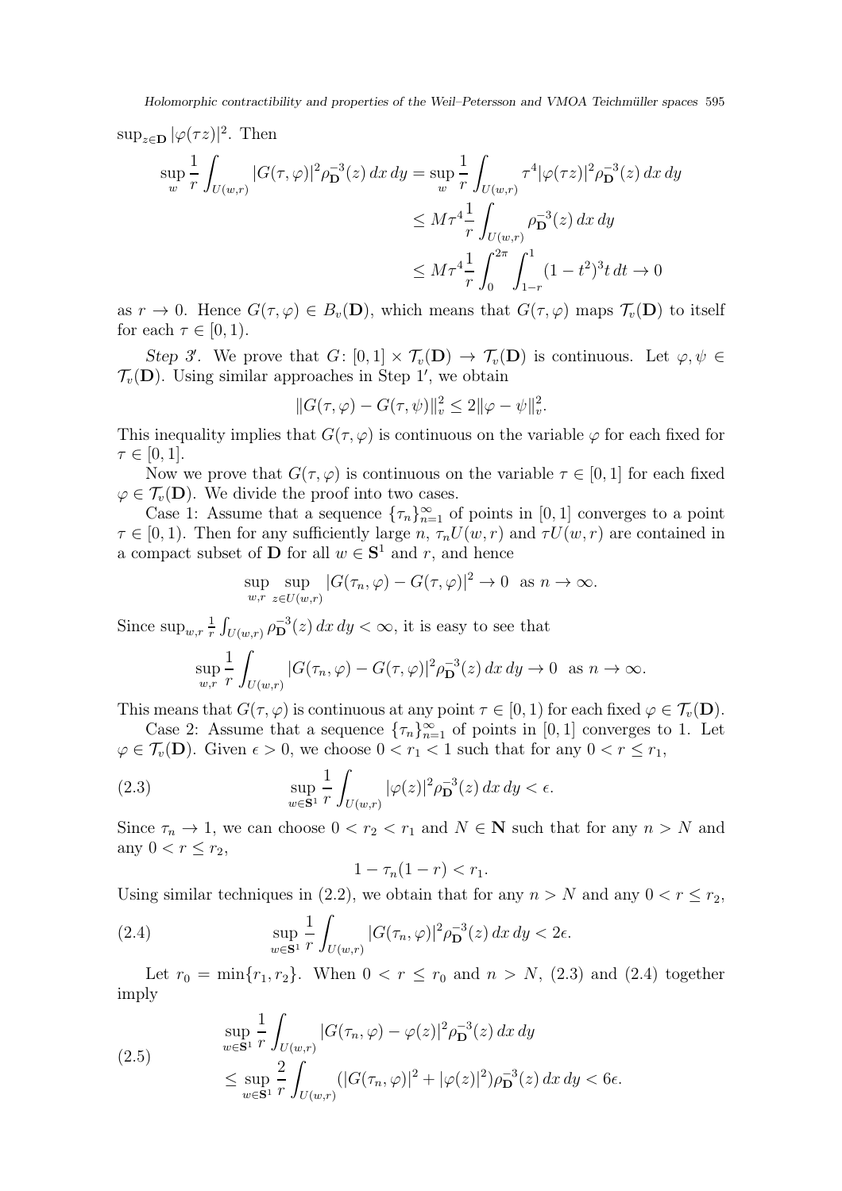$\sup_{z\in\mathbf{D}} |\varphi(\tau z)|^2$. Then

$$\begin{aligned}
\sup_w \frac{1}{r}\int_{U(w,r)} |G(\tau,\varphi)|^2 \rho_{\mathbf{D}}^{-3}(z)\,dx\,dy &= \sup_w \frac{1}{r}\int_{U(w,r)} \tau^4 |\varphi(\tau z)|^2 \rho_{\mathbf{D}}^{-3}(z)\,dx\,dy \\
&\le M\tau^4 \frac{1}{r}\int_{U(w,r)} \rho_{\mathbf{D}}^{-3}(z)\,dx\,dy \\
&\le M\tau^4 \frac{1}{r}\int_0^{2\pi}\int_{1-r}^{1} (1-t^2)^3 t\,dt \to 0
\end{aligned}$$

as $r \to 0$. Hence $G(\tau,\varphi) \in B_v(\mathbf{D})$, which means that $G(\tau,\varphi)$ maps $\mathcal{T}_v(\mathbf{D})$ to itself for each $\tau \in [0,1)$.

*Step 3′.* We prove that $G\colon [0,1]\times \mathcal{T}_v(\mathbf{D}) \to \mathcal{T}_v(\mathbf{D})$ is continuous. Let $\varphi,\psi \in \mathcal{T}_v(\mathbf{D})$. Using similar approaches in Step 1′, we obtain

$$\|G(\tau,\varphi) - G(\tau,\psi)\|_v^2 \le 2\|\varphi-\psi\|_v^2.$$

This inequality implies that $G(\tau,\varphi)$ is continuous on the variable $\varphi$ for each fixed for $\tau \in [0,1]$.

Now we prove that $G(\tau,\varphi)$ is continuous on the variable $\tau \in [0,1]$ for each fixed $\varphi \in \mathcal{T}_v(\mathbf{D})$. We divide the proof into two cases.

Case 1: Assume that a sequence $\{\tau_n\}_{n=1}^{\infty}$ of points in $[0,1]$ converges to a point $\tau \in [0,1)$. Then for any sufficiently large $n$, $\tau_n U(w,r)$ and $\tau U(w,r)$ are contained in a compact subset of $\mathbf{D}$ for all $w \in \mathbf{S}^1$ and $r$, and hence

$$\sup_{w,r}\sup_{z\in U(w,r)} |G(\tau_n,\varphi) - G(\tau,\varphi)|^2 \to 0 \quad \text{as } n\to\infty.$$

Since $\sup_{w,r}\frac{1}{r}\int_{U(w,r)} \rho_{\mathbf{D}}^{-3}(z)\,dx\,dy < \infty$, it is easy to see that

$$\sup_{w,r}\frac{1}{r}\int_{U(w,r)} |G(\tau_n,\varphi) - G(\tau,\varphi)|^2 \rho_{\mathbf{D}}^{-3}(z)\,dx\,dy \to 0 \quad \text{as } n\to\infty.$$

This means that $G(\tau,\varphi)$ is continuous at any point $\tau\in[0,1)$ for each fixed $\varphi \in \mathcal{T}_v(\mathbf{D})$.

Case 2: Assume that a sequence $\{\tau_n\}_{n=1}^{\infty}$ of points in $[0,1]$ converges to 1. Let $\varphi \in \mathcal{T}_v(\mathbf{D})$. Given $\epsilon > 0$, we choose $0 < r_1 < 1$ such that for any $0 < r \le r_1$,

$$\sup_{w\in\mathbf{S}^1}\frac{1}{r}\int_{U(w,r)} |\varphi(z)|^2 \rho_{\mathbf{D}}^{-3}(z)\,dx\,dy < \epsilon. \tag{2.3}$$

Since $\tau_n \to 1$, we can choose $0 < r_2 < r_1$ and $N \in \mathbf{N}$ such that for any $n > N$ and any $0 < r \le r_2$,

$$1 - \tau_n(1-r) < r_1.$$

Using similar techniques in (2.2), we obtain that for any $n > N$ and any $0 < r \le r_2$,

$$\sup_{w\in\mathbf{S}^1}\frac{1}{r}\int_{U(w,r)} |G(\tau_n,\varphi)|^2 \rho_{\mathbf{D}}^{-3}(z)\,dx\,dy < 2\epsilon. \tag{2.4}$$

Let $r_0 = \min\{r_1, r_2\}$. When $0 < r \le r_0$ and $n > N$, (2.3) and (2.4) together imply

$$\begin{aligned}
&\sup_{w\in\mathbf{S}^1}\frac{1}{r}\int_{U(w,r)} |G(\tau_n,\varphi) - \varphi(z)|^2 \rho_{\mathbf{D}}^{-3}(z)\,dx\,dy \\
&\le \sup_{w\in\mathbf{S}^1}\frac{2}{r}\int_{U(w,r)} (|G(\tau_n,\varphi)|^2 + |\varphi(z)|^2) \rho_{\mathbf{D}}^{-3}(z)\,dx\,dy < 6\epsilon.
\end{aligned} \tag{2.5}$$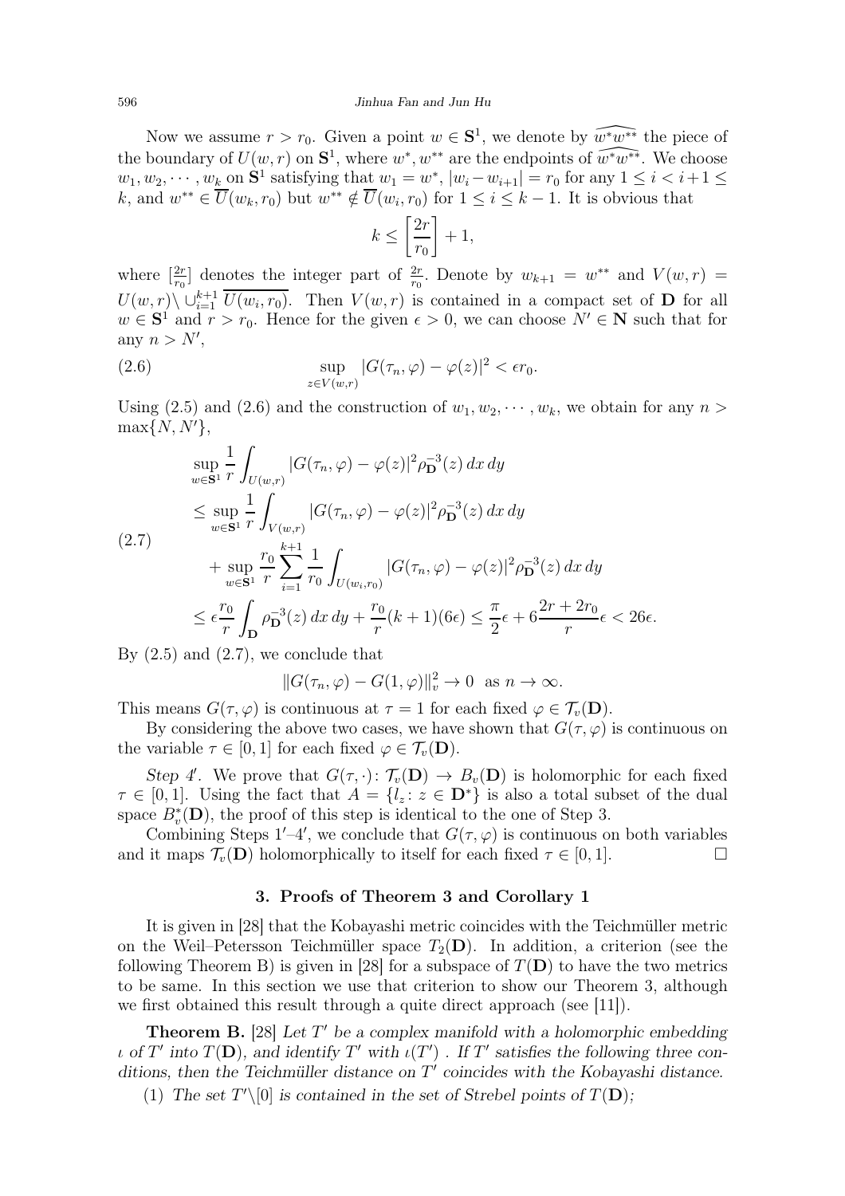Now we assume $r > r_0$. Given a point $w \in \mathbf{S}^1$, we denote by $\widehat{w^*w^{**}}$ the piece of the boundary of $U(w,r)$ on $\mathbf{S}^1$, where $w^*, w^{**}$ are the endpoints of $\widehat{w^*w^{**}}$. We choose $w_1, w_2, \cdots, w_k$ on $\mathbf{S}^1$ satisfying that $w_1 = w^*$, $|w_i - w_{i+1}| = r_0$ for any $1 \le i < i+1 \le k$, and $w^{**} \in \overline{U}(w_k, r_0)$ but $w^{**} \notin \overline{U}(w_i, r_0)$ for $1 \le i \le k-1$. It is obvious that

$$k \le \left[\frac{2r}{r_0}\right] + 1,$$

where $[\frac{2r}{r_0}]$ denotes the integer part of $\frac{2r}{r_0}$. Denote by $w_{k+1} = w^{**}$ and $V(w,r) = U(w,r) \setminus \cup_{i=1}^{k+1} \overline{U(w_i, r_0)}$. Then $V(w,r)$ is contained in a compact set of $\mathbf{D}$ for all $w \in \mathbf{S}^1$ and $r > r_0$. Hence for the given $\epsilon > 0$, we can choose $N' \in \mathbf{N}$ such that for any $n > N'$,

$$\sup_{z \in V(w,r)} |G(\tau_n, \varphi) - \varphi(z)|^2 < \epsilon r_0. \tag{2.6}$$

Using (2.5) and (2.6) and the construction of $w_1, w_2, \cdots, w_k$, we obtain for any $n > \max\{N, N'\}$,

$$\begin{aligned}
&\sup_{w \in \mathbf{S}^1} \frac{1}{r} \int_{U(w,r)} |G(\tau_n, \varphi) - \varphi(z)|^2 \rho_{\mathbf{D}}^{-3}(z)\, dx\, dy \\
&\le \sup_{w \in \mathbf{S}^1} \frac{1}{r} \int_{V(w,r)} |G(\tau_n, \varphi) - \varphi(z)|^2 \rho_{\mathbf{D}}^{-3}(z)\, dx\, dy \\
&\quad + \sup_{w \in \mathbf{S}^1} \frac{r_0}{r} \sum_{i=1}^{k+1} \frac{1}{r_0} \int_{U(w_i, r_0)} |G(\tau_n, \varphi) - \varphi(z)|^2 \rho_{\mathbf{D}}^{-3}(z)\, dx\, dy \\
&\le \epsilon \frac{r_0}{r} \int_{\mathbf{D}} \rho_{\mathbf{D}}^{-3}(z)\, dx\, dy + \frac{r_0}{r}(k+1)(6\epsilon) \le \frac{\pi}{2}\epsilon + 6\frac{2r + 2r_0}{r}\epsilon < 26\epsilon.
\end{aligned} \tag{2.7}$$

By (2.5) and (2.7), we conclude that

$$\|G(\tau_n, \varphi) - G(1, \varphi)\|_v^2 \to 0 \quad \text{as } n \to \infty.$$

This means $G(\tau, \varphi)$ is continuous at $\tau = 1$ for each fixed $\varphi \in \mathcal{T}_v(\mathbf{D})$.

By considering the above two cases, we have shown that $G(\tau, \varphi)$ is continuous on the variable $\tau \in [0,1]$ for each fixed $\varphi \in \mathcal{T}_v(\mathbf{D})$.

*Step 4'.* We prove that $G(\tau, \cdot)\colon \mathcal{T}_v(\mathbf{D}) \to B_v(\mathbf{D})$ is holomorphic for each fixed $\tau \in [0,1]$. Using the fact that $A = \{l_z \colon z \in \mathbf{D}^*\}$ is also a total subset of the dual space $B_v^*(\mathbf{D})$, the proof of this step is identical to the one of Step 3.

Combining Steps 1'–4', we conclude that $G(\tau, \varphi)$ is continuous on both variables and it maps $\mathcal{T}_v(\mathbf{D})$ holomorphically to itself for each fixed $\tau \in [0,1]$. □

## 3. Proofs of Theorem 3 and Corollary 1

It is given in [28] that the Kobayashi metric coincides with the Teichmüller metric on the Weil–Petersson Teichmüller space $T_2(\mathbf{D})$. In addition, a criterion (see the following Theorem B) is given in [28] for a subspace of $T(\mathbf{D})$ to have the two metrics to be same. In this section we use that criterion to show our Theorem 3, although we first obtained this result through a quite direct approach (see [11]).

**Theorem B.** [28] *Let $T'$ be a complex manifold with a holomorphic embedding $\iota$ of $T'$ into $T(\mathbf{D})$, and identify $T'$ with $\iota(T')$ . If $T'$ satisfies the following three conditions, then the Teichmüller distance on $T'$ coincides with the Kobayashi distance.*

(1) *The set $T' \setminus [0]$ is contained in the set of Strebel points of $T(\mathbf{D})$;*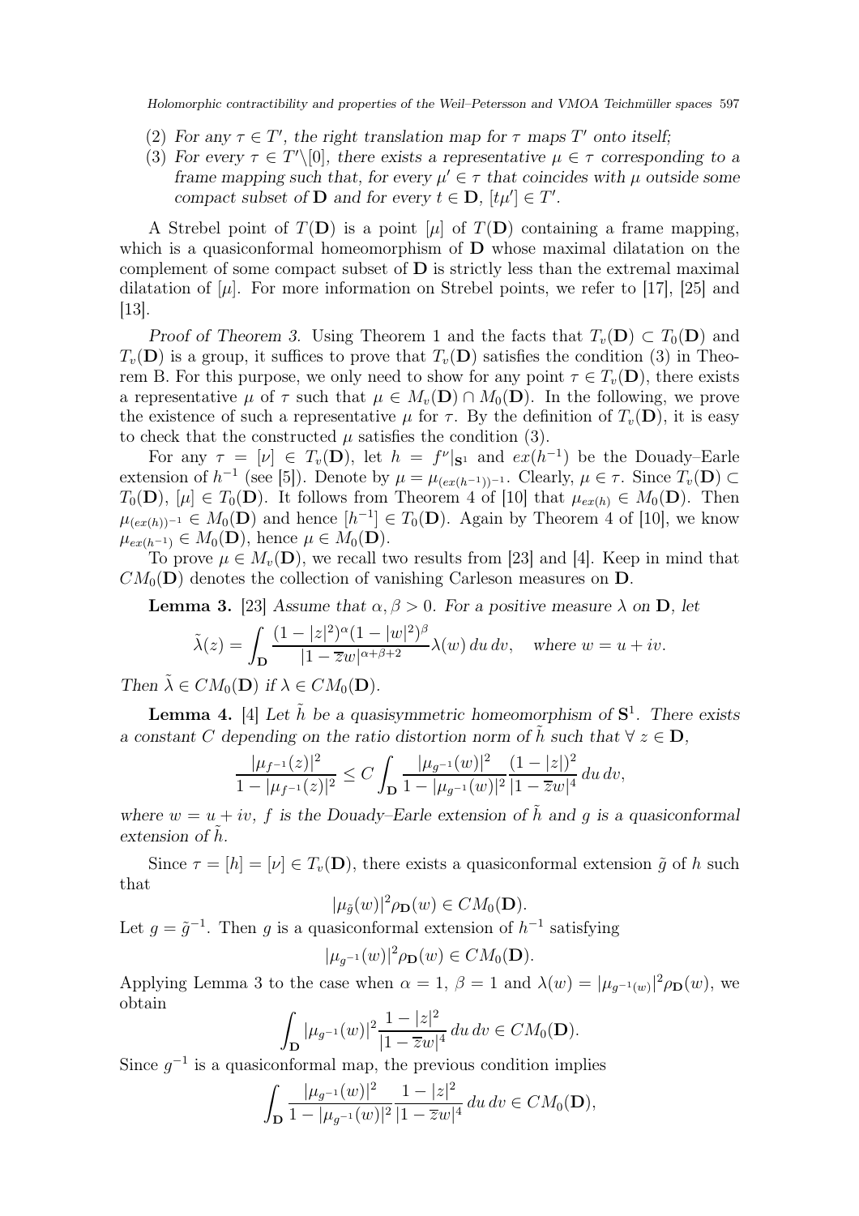(2) *For any $\tau \in T'$, the right translation map for $\tau$ maps $T'$ onto itself;*

(3) *For every $\tau \in T'\backslash[0]$, there exists a representative $\mu \in \tau$ corresponding to a frame mapping such that, for every $\mu' \in \tau$ that coincides with $\mu$ outside some compact subset of $\mathbf{D}$ and for every $t \in \mathbf{D}$, $[t\mu'] \in T'$.*

A Strebel point of $T(\mathbf{D})$ is a point $[\mu]$ of $T(\mathbf{D})$ containing a frame mapping, which is a quasiconformal homeomorphism of $\mathbf{D}$ whose maximal dilatation on the complement of some compact subset of $\mathbf{D}$ is strictly less than the extremal maximal dilatation of $[\mu]$. For more information on Strebel points, we refer to [17], [25] and [13].

*Proof of Theorem 3.* Using Theorem 1 and the facts that $T_v(\mathbf{D}) \subset T_0(\mathbf{D})$ and $T_v(\mathbf{D})$ is a group, it suffices to prove that $T_v(\mathbf{D})$ satisfies the condition (3) in Theorem B. For this purpose, we only need to show for any point $\tau \in T_v(\mathbf{D})$, there exists a representative $\mu$ of $\tau$ such that $\mu \in M_v(\mathbf{D}) \cap M_0(\mathbf{D})$. In the following, we prove the existence of such a representative $\mu$ for $\tau$. By the definition of $T_v(\mathbf{D})$, it is easy to check that the constructed $\mu$ satisfies the condition (3).

For any $\tau = [\nu] \in T_v(\mathbf{D})$, let $h = f^\nu|_{\mathbf{S}^1}$ and $ex(h^{-1})$ be the Douady–Earle extension of $h^{-1}$ (see [5]). Denote by $\mu = \mu_{(ex(h^{-1}))^{-1}}$. Clearly, $\mu \in \tau$. Since $T_v(\mathbf{D}) \subset T_0(\mathbf{D})$, $[\mu] \in T_0(\mathbf{D})$. It follows from Theorem 4 of [10] that $\mu_{ex(h)} \in M_0(\mathbf{D})$. Then $\mu_{(ex(h))^{-1}} \in M_0(\mathbf{D})$ and hence $[h^{-1}] \in T_0(\mathbf{D})$. Again by Theorem 4 of [10], we know $\mu_{ex(h^{-1})} \in M_0(\mathbf{D})$, hence $\mu \in M_0(\mathbf{D})$.

To prove $\mu \in M_v(\mathbf{D})$, we recall two results from [23] and [4]. Keep in mind that $CM_0(\mathbf{D})$ denotes the collection of vanishing Carleson measures on $\mathbf{D}$.

**Lemma 3.** [23] *Assume that $\alpha, \beta > 0$. For a positive measure $\lambda$ on $\mathbf{D}$, let*

$$\tilde{\lambda}(z) = \int_{\mathbf{D}} \frac{(1-|z|^2)^\alpha (1-|w|^2)^\beta}{|1-\overline{z}w|^{\alpha+\beta+2}} \lambda(w)\, du\, dv, \quad \text{where } w = u + iv.$$

*Then $\tilde{\lambda} \in CM_0(\mathbf{D})$ if $\lambda \in CM_0(\mathbf{D})$.*

**Lemma 4.** [4] *Let $\tilde{h}$ be a quasisymmetric homeomorphism of $\mathbf{S}^1$. There exists a constant $C$ depending on the ratio distortion norm of $\tilde{h}$ such that $\forall\, z \in \mathbf{D}$,*

$$\frac{|\mu_{f^{-1}}(z)|^2}{1-|\mu_{f^{-1}}(z)|^2} \leq C \int_{\mathbf{D}} \frac{|\mu_{g^{-1}}(w)|^2}{1-|\mu_{g^{-1}}(w)|^2} \frac{(1-|z|)^2}{|1-\overline{z}w|^4}\, du\, dv,$$

*where $w = u + iv$, $f$ is the Douady–Earle extension of $\tilde{h}$ and $g$ is a quasiconformal extension of $\tilde{h}$.*

Since $\tau = [h] = [\nu] \in T_v(\mathbf{D})$, there exists a quasiconformal extension $\tilde{g}$ of $h$ such that

$$|\mu_{\tilde{g}}(w)|^2 \rho_{\mathbf{D}}(w) \in CM_0(\mathbf{D}).$$

Let $g = \tilde{g}^{-1}$. Then $g$ is a quasiconformal extension of $h^{-1}$ satisfying

$$|\mu_{g^{-1}}(w)|^2 \rho_{\mathbf{D}}(w) \in CM_0(\mathbf{D}).$$

Applying Lemma 3 to the case when $\alpha = 1$, $\beta = 1$ and $\lambda(w) = |\mu_{g^{-1}(w)}|^2 \rho_{\mathbf{D}}(w)$, we obtain

$$\int_{\mathbf{D}} |\mu_{g^{-1}}(w)|^2 \frac{1-|z|^2}{|1-\overline{z}w|^4}\, du\, dv \in CM_0(\mathbf{D}).$$

Since $g^{-1}$ is a quasiconformal map, the previous condition implies

$$\int_{\mathbf{D}} \frac{|\mu_{g^{-1}}(w)|^2}{1-|\mu_{g^{-1}}(w)|^2} \frac{1-|z|^2}{|1-\overline{z}w|^4}\, du\, dv \in CM_0(\mathbf{D}),$$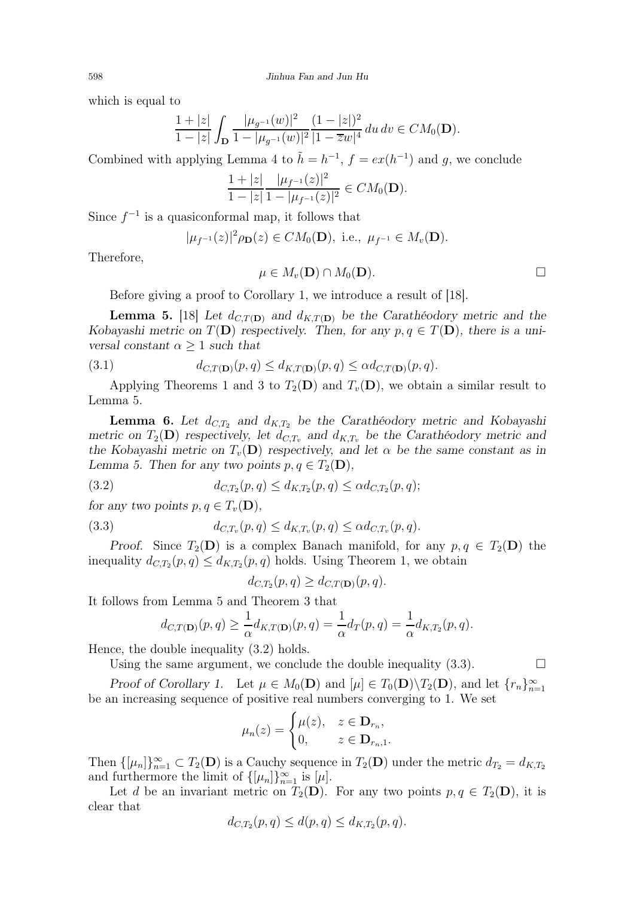which is equal to

$$\frac{1+|z|}{1-|z|}\int_{\mathbf{D}}\frac{|\mu_{g^{-1}}(w)|^2}{1-|\mu_{g^{-1}}(w)|^2}\frac{(1-|z|)^2}{|1-\overline{z}w|^4}\,du\,dv\in CM_0(\mathbf{D}).$$

Combined with applying Lemma 4 to $\tilde{h}=h^{-1}$, $f=ex(h^{-1})$ and $g$, we conclude

$$\frac{1+|z|}{1-|z|}\frac{|\mu_{f^{-1}}(z)|^2}{1-|\mu_{f^{-1}}(z)|^2}\in CM_0(\mathbf{D}).$$

Since $f^{-1}$ is a quasiconformal map, it follows that

$$|\mu_{f^{-1}}(z)|^2\rho_{\mathbf{D}}(z)\in CM_0(\mathbf{D}),\ \text{i.e.,}\ \mu_{f^{-1}}\in M_v(\mathbf{D}).$$

Therefore,

$$\mu\in M_v(\mathbf{D})\cap M_0(\mathbf{D}).$$

□

Before giving a proof to Corollary 1, we introduce a result of [18].

**Lemma 5.** [18] *Let $d_{C,T(\mathbf{D})}$ and $d_{K,T(\mathbf{D})}$ be the Carathéodory metric and the Kobayashi metric on $T(\mathbf{D})$ respectively. Then, for any $p,q\in T(\mathbf{D})$, there is a universal constant $\alpha\geq 1$ such that*

$$d_{C,T(\mathbf{D})}(p,q)\leq d_{K,T(\mathbf{D})}(p,q)\leq \alpha d_{C,T(\mathbf{D})}(p,q). \tag{3.1}$$

Applying Theorems 1 and 3 to $T_2(\mathbf{D})$ and $T_v(\mathbf{D})$, we obtain a similar result to Lemma 5.

**Lemma 6.** *Let $d_{C,T_2}$ and $d_{K,T_2}$ be the Carathéodory metric and Kobayashi metric on $T_2(\mathbf{D})$ respectively, let $d_{C,T_v}$ and $d_{K,T_v}$ be the Carathéodory metric and the Kobayashi metric on $T_v(\mathbf{D})$ respectively, and let $\alpha$ be the same constant as in Lemma 5. Then for any two points $p,q\in T_2(\mathbf{D})$,*

$$d_{C,T_2}(p,q)\leq d_{K,T_2}(p,q)\leq \alpha d_{C,T_2}(p,q); \tag{3.2}$$

*for any two points $p,q\in T_v(\mathbf{D})$,*

$$d_{C,T_v}(p,q)\leq d_{K,T_v}(p,q)\leq \alpha d_{C,T_v}(p,q). \tag{3.3}$$

*Proof.* Since $T_2(\mathbf{D})$ is a complex Banach manifold, for any $p,q\in T_2(\mathbf{D})$ the inequality $d_{C,T_2}(p,q)\leq d_{K,T_2}(p,q)$ holds. Using Theorem 1, we obtain

$$d_{C,T_2}(p,q)\geq d_{C,T(\mathbf{D})}(p,q).$$

It follows from Lemma 5 and Theorem 3 that

$$d_{C,T(\mathbf{D})}(p,q)\geq \frac{1}{\alpha}d_{K,T(\mathbf{D})}(p,q)=\frac{1}{\alpha}d_T(p,q)=\frac{1}{\alpha}d_{K,T_2}(p,q).$$

Hence, the double inequality (3.2) holds.

Using the same argument, we conclude the double inequality (3.3). □

*Proof of Corollary 1.* Let $\mu\in M_0(\mathbf{D})$ and $[\mu]\in T_0(\mathbf{D})\backslash T_2(\mathbf{D})$, and let $\{r_n\}_{n=1}^{\infty}$ be an increasing sequence of positive real numbers converging to 1. We set

$$\mu_n(z)=\begin{cases}\mu(z), & z\in\mathbf{D}_{r_n},\\ 0, & z\in\mathbf{D}_{r_n,1}.\end{cases}$$

Then $\{[\mu_n]\}_{n=1}^{\infty}\subset T_2(\mathbf{D})$ is a Cauchy sequence in $T_2(\mathbf{D})$ under the metric $d_{T_2}=d_{K,T_2}$ and furthermore the limit of $\{[\mu_n]\}_{n=1}^{\infty}$ is $[\mu]$.

Let $d$ be an invariant metric on $T_2(\mathbf{D})$. For any two points $p,q\in T_2(\mathbf{D})$, it is clear that

$$d_{C,T_2}(p,q)\leq d(p,q)\leq d_{K,T_2}(p,q).$$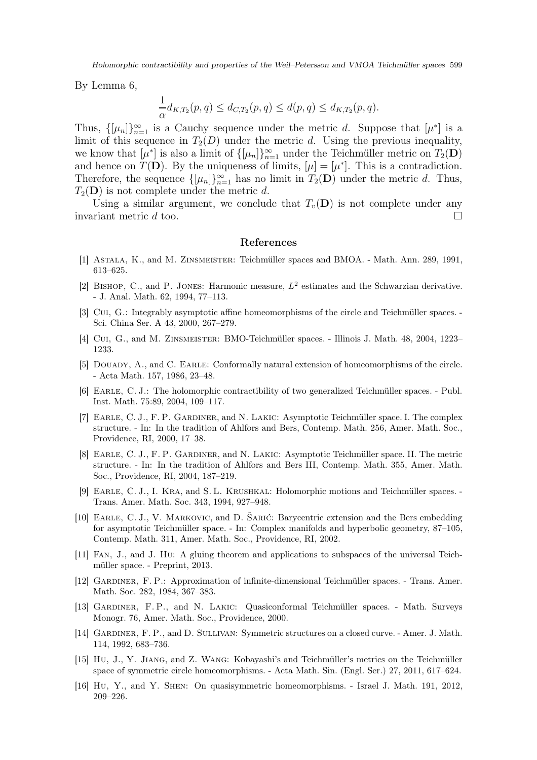By Lemma 6,

$$\frac{1}{\alpha}d_{K,T_2}(p,q) \le d_{C,T_2}(p,q) \le d(p,q) \le d_{K,T_2}(p,q).$$

Thus, $\{[\mu_n]\}_{n=1}^{\infty}$ is a Cauchy sequence under the metric $d$. Suppose that $[\mu^*]$ is a limit of this sequence in $T_2(D)$ under the metric $d$. Using the previous inequality, we know that $[\mu^*]$ is also a limit of $\{[\mu_n]\}_{n=1}^{\infty}$ under the Teichmüller metric on $T_2(\mathbf{D})$ and hence on $T(\mathbf{D})$. By the uniqueness of limits, $[\mu] = [\mu^*]$. This is a contradiction. Therefore, the sequence $\{[\mu_n]\}_{n=1}^{\infty}$ has no limit in $T_2(\mathbf{D})$ under the metric $d$. Thus, $T_2(\mathbf{D})$ is not complete under the metric $d$.

Using a similar argument, we conclude that $T_v(\mathbf{D})$ is not complete under any invariant metric $d$ too. □

## References

[1] Astala, K., and M. Zinsmeister: Teichmüller spaces and BMOA. - Math. Ann. 289, 1991, 613–625.

[2] Bishop, C., and P. Jones: Harmonic measure, $L^2$ estimates and the Schwarzian derivative. - J. Anal. Math. 62, 1994, 77–113.

[3] Cui, G.: Integrably asymptotic affine homeomorphisms of the circle and Teichmüller spaces. - Sci. China Ser. A 43, 2000, 267–279.

[4] Cui, G., and M. Zinsmeister: BMO-Teichmüller spaces. - Illinois J. Math. 48, 2004, 1223–1233.

[5] Douady, A., and C. Earle: Conformally natural extension of homeomorphisms of the circle. - Acta Math. 157, 1986, 23–48.

[6] Earle, C. J.: The holomorphic contractibility of two generalized Teichmüller spaces. - Publ. Inst. Math. 75:89, 2004, 109–117.

[7] Earle, C. J., F. P. Gardiner, and N. Lakic: Asymptotic Teichmüller space. I. The complex structure. - In: In the tradition of Ahlfors and Bers, Contemp. Math. 256, Amer. Math. Soc., Providence, RI, 2000, 17–38.

[8] Earle, C. J., F. P. Gardiner, and N. Lakic: Asymptotic Teichmüller space. II. The metric structure. - In: In the tradition of Ahlfors and Bers III, Contemp. Math. 355, Amer. Math. Soc., Providence, RI, 2004, 187–219.

[9] Earle, C. J., I. Kra, and S. L. Krushkal: Holomorphic motions and Teichmüller spaces. - Trans. Amer. Math. Soc. 343, 1994, 927–948.

[10] Earle, C. J., V. Markovic, and D. Šarić: Barycentric extension and the Bers embedding for asymptotic Teichmüller space. - In: Complex manifolds and hyperbolic geometry, 87–105, Contemp. Math. 311, Amer. Math. Soc., Providence, RI, 2002.

[11] Fan, J., and J. Hu: A gluing theorem and applications to subspaces of the universal Teichmüller space. - Preprint, 2013.

[12] Gardiner, F. P.: Approximation of infinite-dimensional Teichmüller spaces. - Trans. Amer. Math. Soc. 282, 1984, 367–383.

[13] Gardiner, F. P., and N. Lakic: Quasiconformal Teichmüller spaces. - Math. Surveys Monogr. 76, Amer. Math. Soc., Providence, 2000.

[14] Gardiner, F. P., and D. Sullivan: Symmetric structures on a closed curve. - Amer. J. Math. 114, 1992, 683–736.

[15] Hu, J., Y. Jiang, and Z. Wang: Kobayashi's and Teichmüller's metrics on the Teichmüller space of symmetric circle homeomorphisms. - Acta Math. Sin. (Engl. Ser.) 27, 2011, 617–624.

[16] Hu, Y., and Y. Shen: On quasisymmetric homeomorphisms. - Israel J. Math. 191, 2012, 209–226.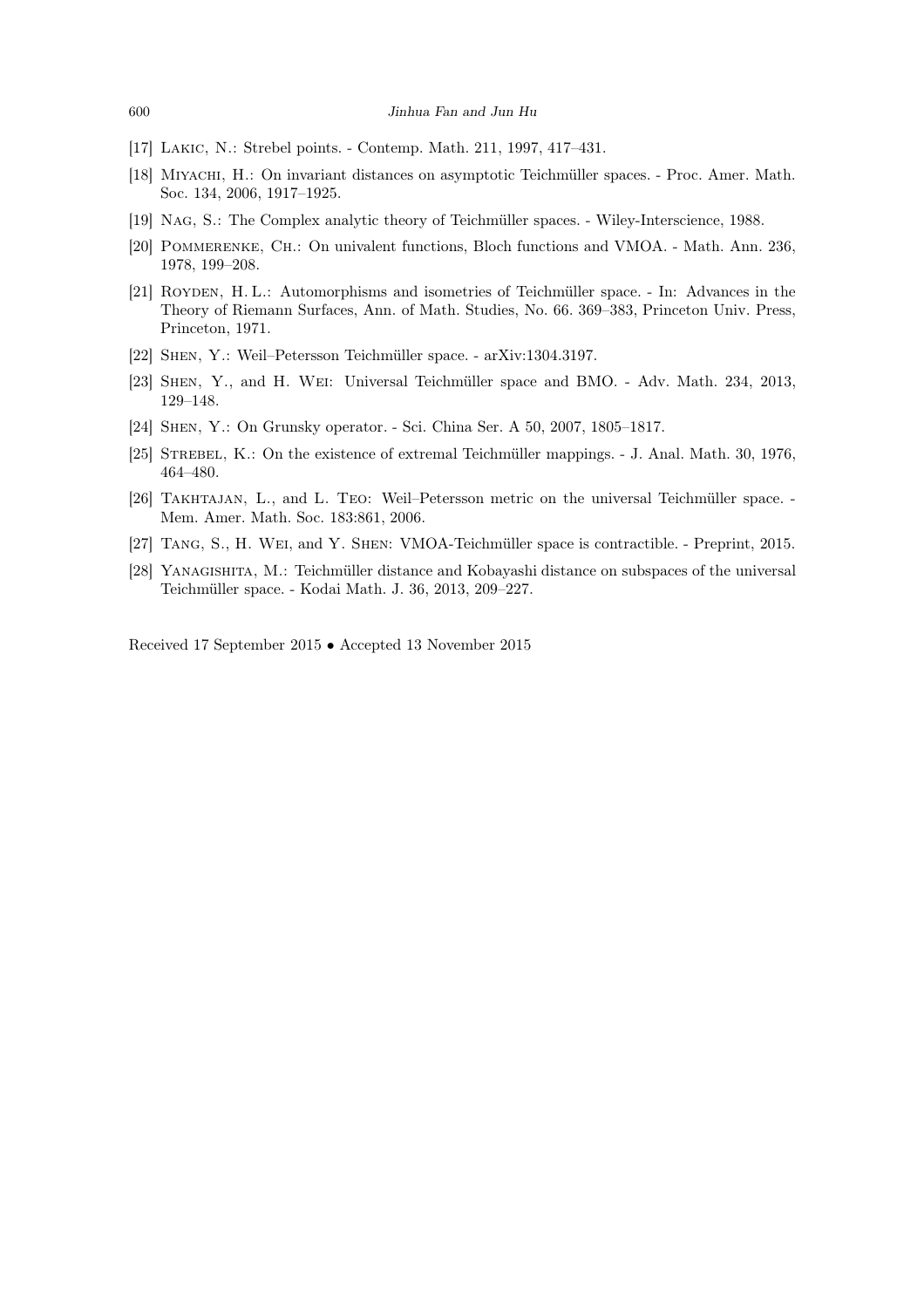[17] Lakic, N.: Strebel points. - Contemp. Math. 211, 1997, 417–431.

[18] Miyachi, H.: On invariant distances on asymptotic Teichmüller spaces. - Proc. Amer. Math. Soc. 134, 2006, 1917–1925.

[19] Nag, S.: The Complex analytic theory of Teichmüller spaces. - Wiley-Interscience, 1988.

[20] Pommerenke, Ch.: On univalent functions, Bloch functions and VMOA. - Math. Ann. 236, 1978, 199–208.

[21] Royden, H. L.: Automorphisms and isometries of Teichmüller space. - In: Advances in the Theory of Riemann Surfaces, Ann. of Math. Studies, No. 66. 369–383, Princeton Univ. Press, Princeton, 1971.

[22] Shen, Y.: Weil–Petersson Teichmüller space. - arXiv:1304.3197.

[23] Shen, Y., and H. Wei: Universal Teichmüller space and BMO. - Adv. Math. 234, 2013, 129–148.

[24] Shen, Y.: On Grunsky operator. - Sci. China Ser. A 50, 2007, 1805–1817.

[25] Strebel, K.: On the existence of extremal Teichmüller mappings. - J. Anal. Math. 30, 1976, 464–480.

[26] Takhtajan, L., and L. Teo: Weil–Petersson metric on the universal Teichmüller space. - Mem. Amer. Math. Soc. 183:861, 2006.

[27] Tang, S., H. Wei, and Y. Shen: VMOA-Teichmüller space is contractible. - Preprint, 2015.

[28] Yanagishita, M.: Teichmüller distance and Kobayashi distance on subspaces of the universal Teichmüller space. - Kodai Math. J. 36, 2013, 209–227.

Received 17 September 2015 • Accepted 13 November 2015